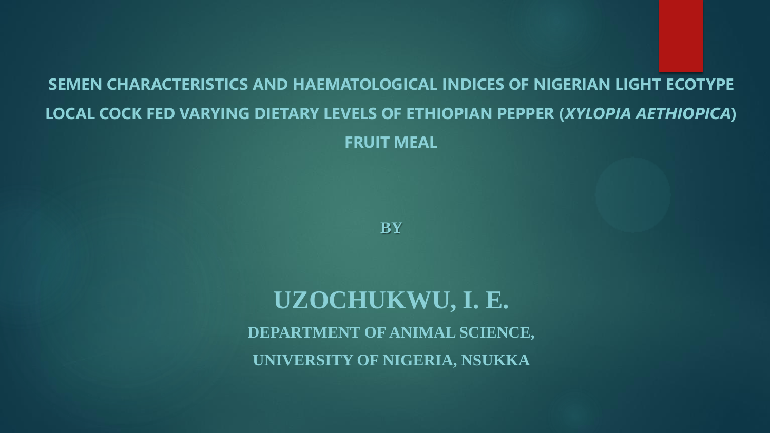# SEMEN CHARACTERISTICS AND HAEMATOLOGICAL INDICES OF NIGERIAN LIGHT ECOTYPE LOCAL COCK FED VARYING DIETARY LEVELS OF ETHIOPIAN PEPPER (*XYLOPIA AETHIOPICA*) FRUIT MEAL

**BY**

## UZOCHUKWU, I. E.

**DEPARTMENT OF ANIMAL SCIENCE,**

**UNIVERSITY OF NIGERIA, NSUKKA**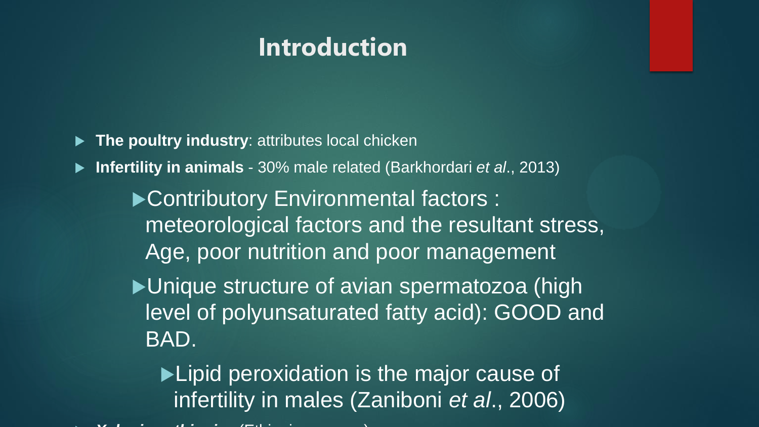# Introduction

- **The poultry industry**: attributes local chicken
- **Infertility in animals** - 30% male related (Barkhordari *et al*., 2013)
  - Contributory Environmental factors : meteorological factors and the resultant stress, Age, poor nutrition and poor management
  - Unique structure of avian spermatozoa (high level of polyunsaturated fatty acid): GOOD and BAD.
    - Lipid peroxidation is the major cause of infertility in males (Zaniboni *et al*., 2006)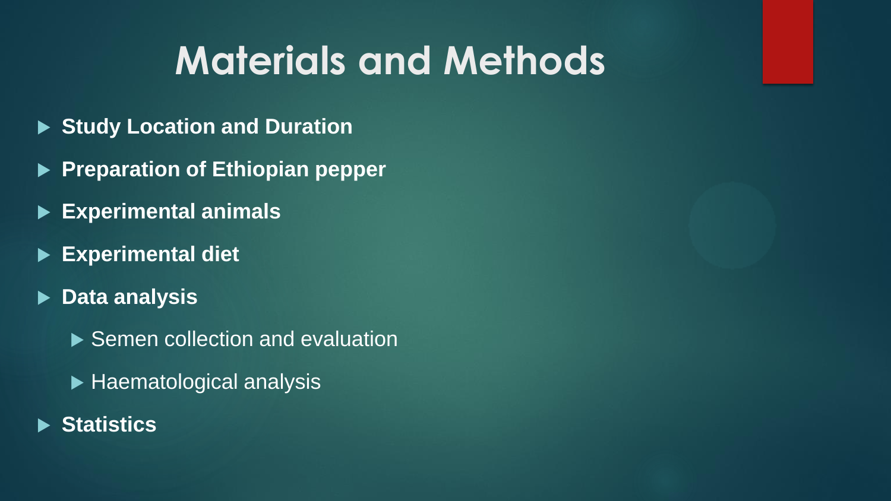# Materials and Methods

- **Study Location and Duration**
- **Preparation of Ethiopian pepper**
- **Experimental animals**
- **Experimental diet**
- **Data analysis**
  - Semen collection and evaluation
  - Haematological analysis
- **Statistics**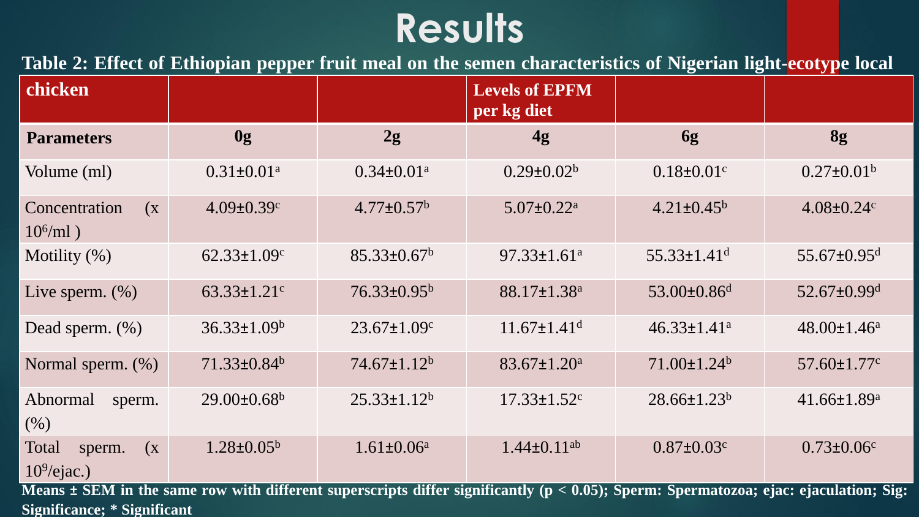# Results

**Table 2: Effect of Ethiopian pepper fruit meal on the semen characteristics of Nigerian light-ecotype local chicken**

| | | | Levels of EPFM per kg diet | | |
|---|---|---|---|---|---|
| **Parameters** | **0g** | **2g** | **4g** | **6g** | **8g** |
| Volume (ml) | 0.31±0.01$^{a}$ | 0.34±0.01$^{a}$ | 0.29±0.02$^{b}$ | 0.18±0.01$^{c}$ | 0.27±0.01$^{b}$ |
| Concentration (x $10^6$/ml ) | 4.09±0.39$^{c}$ | 4.77±0.57$^{b}$ | 5.07±0.22$^{a}$ | 4.21±0.45$^{b}$ | 4.08±0.24$^{c}$ |
| Motility (%) | 62.33±1.09$^{c}$ | 85.33±0.67$^{b}$ | 97.33±1.61$^{a}$ | 55.33±1.41$^{d}$ | 55.67±0.95$^{d}$ |
| Live sperm. (%) | 63.33±1.21$^{c}$ | 76.33±0.95$^{b}$ | 88.17±1.38$^{a}$ | 53.00±0.86$^{d}$ | 52.67±0.99$^{d}$ |
| Dead sperm. (%) | 36.33±1.09$^{b}$ | 23.67±1.09$^{c}$ | 11.67±1.41$^{d}$ | 46.33±1.41$^{a}$ | 48.00±1.46$^{a}$ |
| Normal sperm. (%) | 71.33±0.84$^{b}$ | 74.67±1.12$^{b}$ | 83.67±1.20$^{a}$ | 71.00±1.24$^{b}$ | 57.60±1.77$^{c}$ |
| Abnormal sperm. (%) | 29.00±0.68$^{b}$ | 25.33±1.12$^{b}$ | 17.33±1.52$^{c}$ | 28.66±1.23$^{b}$ | 41.66±1.89$^{a}$ |
| Total sperm. (x $10^9$/ejac.) | 1.28±0.05$^{b}$ | 1.61±0.06$^{a}$ | 1.44±0.11$^{ab}$ | 0.87±0.03$^{c}$ | 0.73±0.06$^{c}$ |

**Means ± SEM in the same row with different superscripts differ significantly ($p < 0.05$); Sperm: Spermatozoa; ejac: ejaculation; Sig: Significance; * Significant**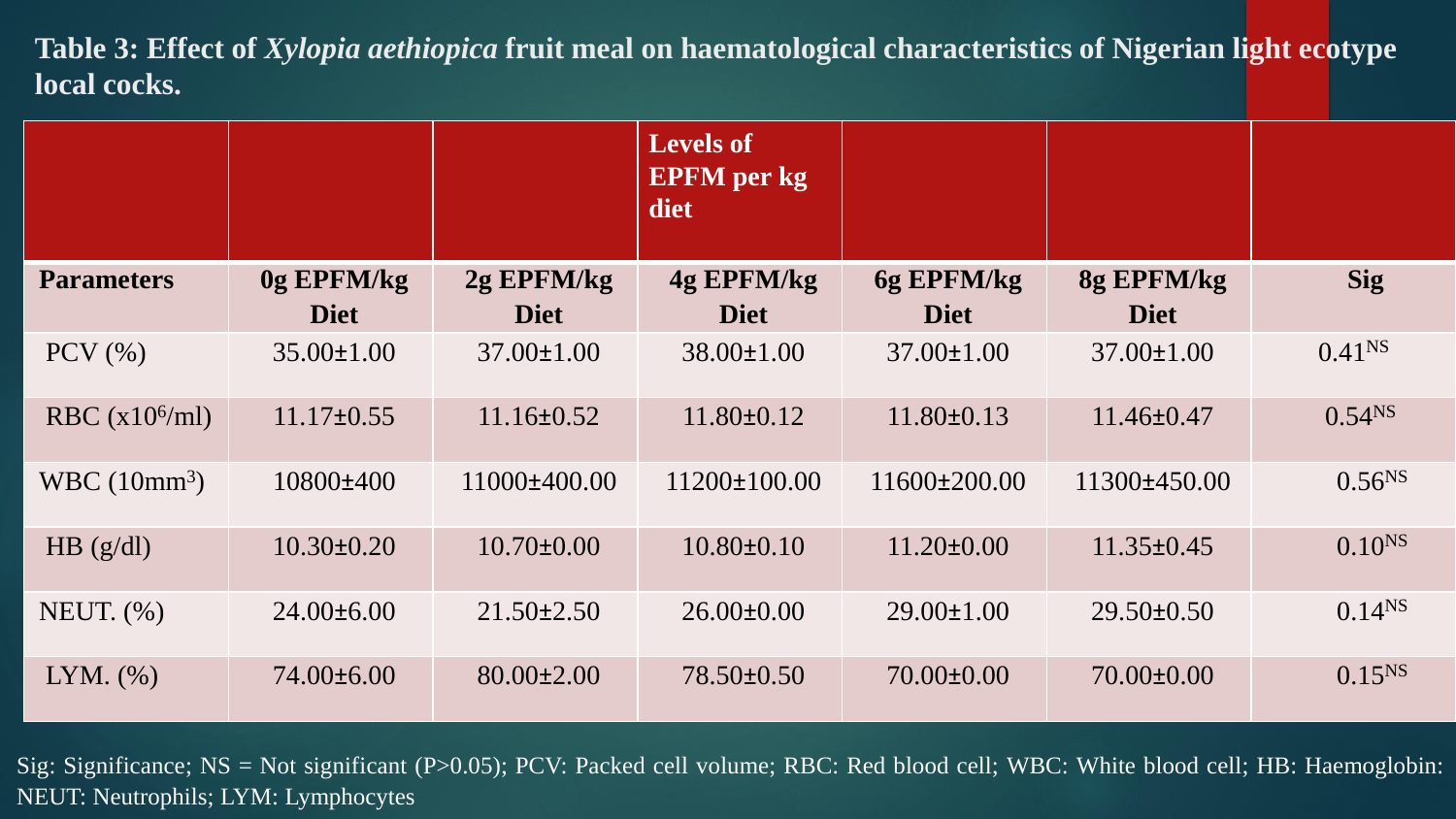**Table 3: Effect of *Xylopia aethiopica* fruit meal on haematological characteristics of Nigerian light ecotype local cocks.**

| | | | Levels of EPFM per kg diet | | | |
|---|---|---|---|---|---|---|
| **Parameters** | **0g EPFM/kg Diet** | **2g EPFM/kg Diet** | **4g EPFM/kg Diet** | **6g EPFM/kg Diet** | **8g EPFM/kg Diet** | **Sig** |
| PCV (%) | 35.00±1.00 | 37.00±1.00 | 38.00±1.00 | 37.00±1.00 | 37.00±1.00 | $0.41^{NS}$ |
| RBC ($x10^6$/ml) | 11.17±0.55 | 11.16±0.52 | 11.80±0.12 | 11.80±0.13 | 11.46±0.47 | $0.54^{NS}$ |
| WBC ($10mm^3$) | 10800±400 | 11000±400.00 | 11200±100.00 | 11600±200.00 | 11300±450.00 | $0.56^{NS}$ |
| HB (g/dl) | 10.30±0.20 | 10.70±0.00 | 10.80±0.10 | 11.20±0.00 | 11.35±0.45 | $0.10^{NS}$ |
| NEUT. (%) | 24.00±6.00 | 21.50±2.50 | 26.00±0.00 | 29.00±1.00 | 29.50±0.50 | $0.14^{NS}$ |
| LYM. (%) | 74.00±6.00 | 80.00±2.00 | 78.50±0.50 | 70.00±0.00 | 70.00±0.00 | $0.15^{NS}$ |

Sig: Significance; NS = Not significant (P>0.05); PCV: Packed cell volume; RBC: Red blood cell; WBC: White blood cell; HB: Haemoglobin: NEUT: Neutrophils; LYM: Lymphocytes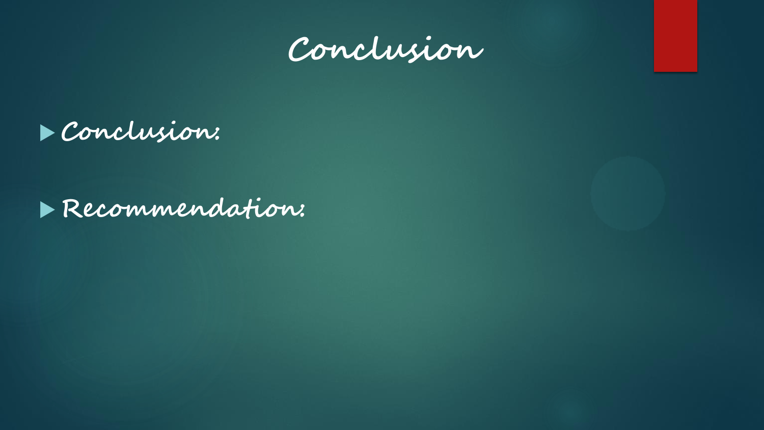# Conclusion

- Conclusion:

- Recommendation: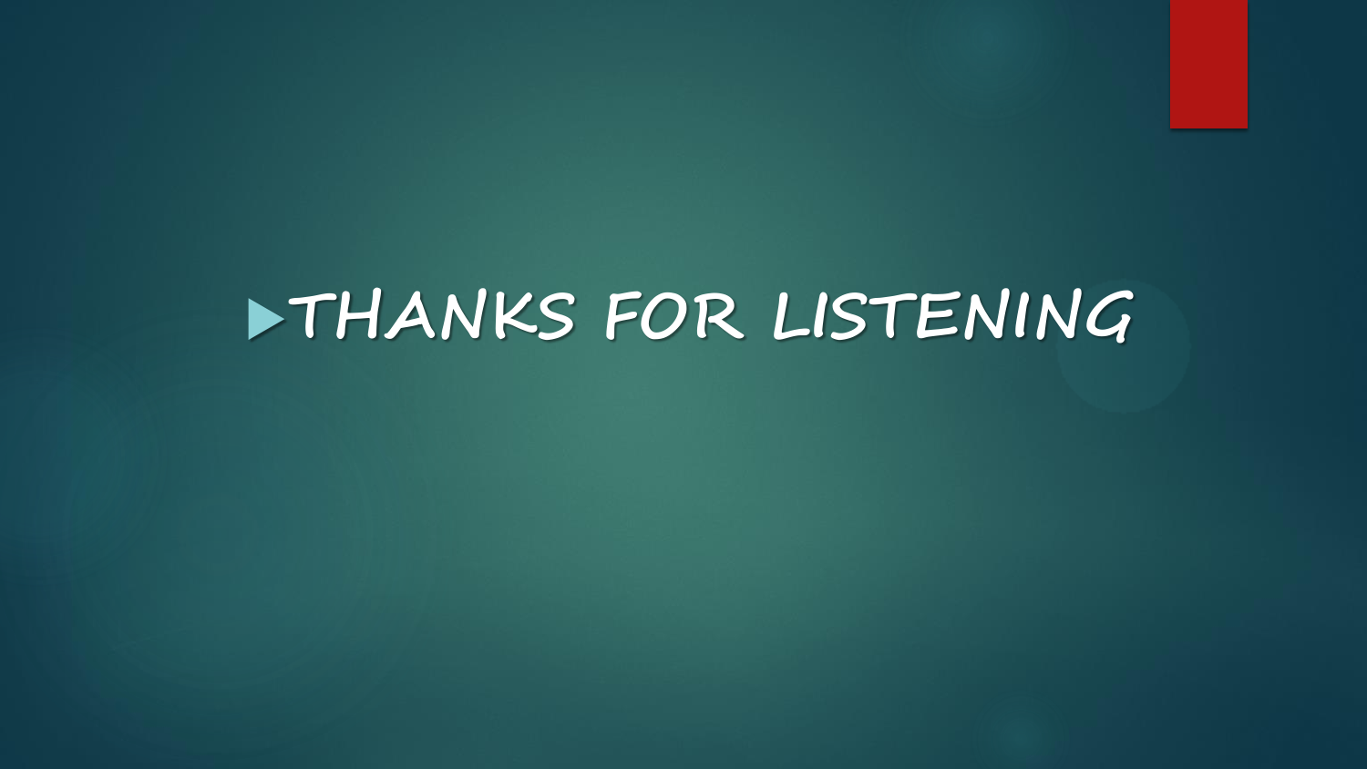- THANKS FOR LISTENING